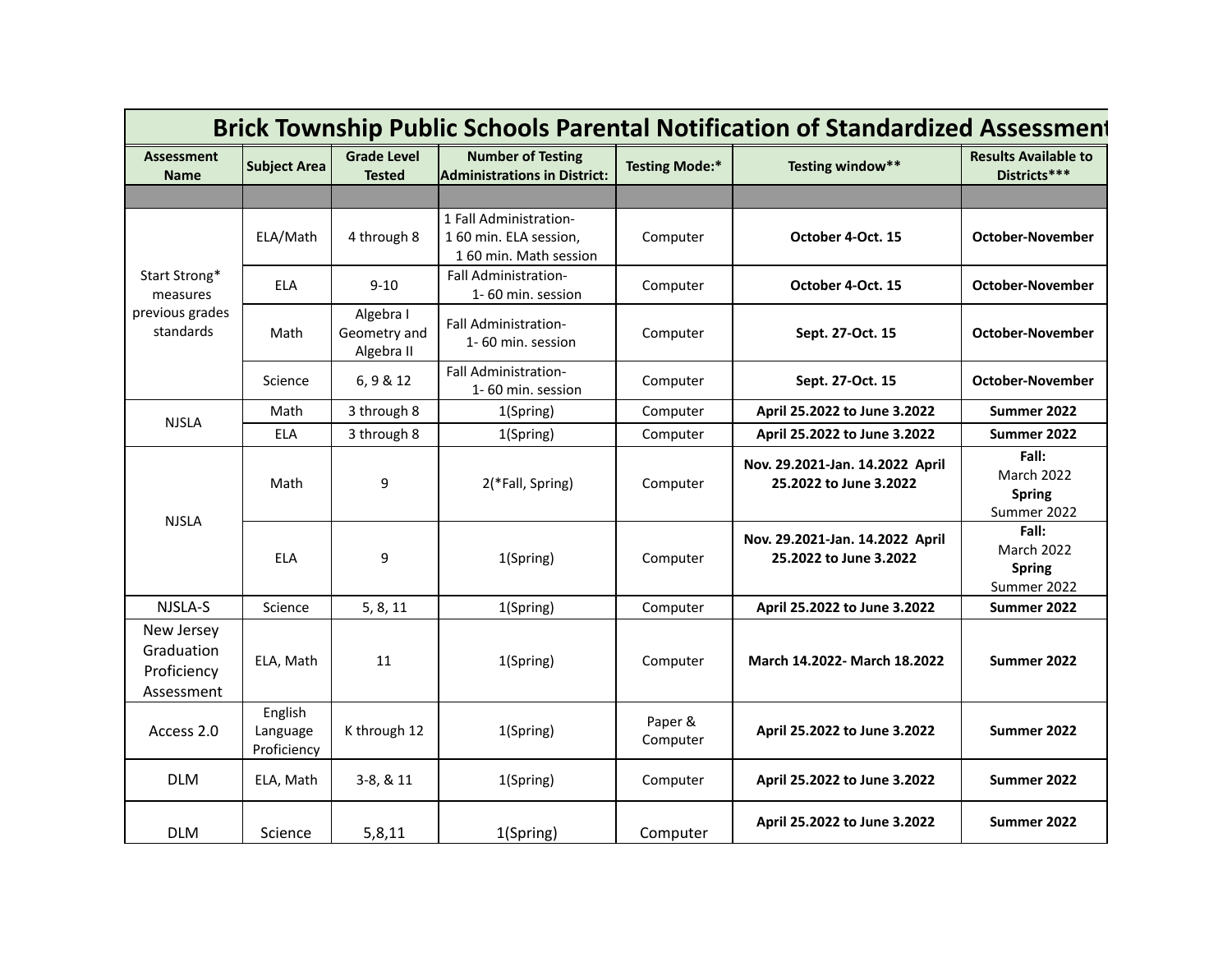# Brick Township Public Schools Parental Notification of Standardized Assessment

| Assessment Name | Subject Area | Grade Level Tested | Number of Testing Administrations in District: | Testing Mode:* | Testing window** | Results Available to Districts*** |
|---|---|---|---|---|---|---|
| | | | | | | |
| Start Strong* measures previous grades standards | ELA/Math | 4 through 8 | 1 Fall Administration- 1 60 min. ELA session, 1 60 min. Math session | Computer | **October 4-Oct. 15** | **October-November** |
| | ELA | 9-10 | Fall Administration- 1- 60 min. session | Computer | **October 4-Oct. 15** | **October-November** |
| | Math | Algebra I Geometry and Algebra II | Fall Administration- 1- 60 min. session | Computer | **Sept. 27-Oct. 15** | **October-November** |
| | Science | 6, 9 & 12 | Fall Administration- 1- 60 min. session | Computer | **Sept. 27-Oct. 15** | **October-November** |
| NJSLA | Math | 3 through 8 | 1(Spring) | Computer | **April 25.2022 to June 3.2022** | **Summer 2022** |
| | ELA | 3 through 8 | 1(Spring) | Computer | **April 25.2022 to June 3.2022** | **Summer 2022** |
| NJSLA | Math | 9 | 2(*Fall, Spring) | Computer | **Nov. 29.2021-Jan. 14.2022 April 25.2022 to June 3.2022** | **Fall:** March 2022 **Spring** Summer 2022 |
| | ELA | 9 | 1(Spring) | Computer | **Nov. 29.2021-Jan. 14.2022 April 25.2022 to June 3.2022** | **Fall:** March 2022 **Spring** Summer 2022 |
| NJSLA-S | Science | 5, 8, 11 | 1(Spring) | Computer | **April 25.2022 to June 3.2022** | **Summer 2022** |
| New Jersey Graduation Proficiency Assessment | ELA, Math | 11 | 1(Spring) | Computer | **March 14.2022- March 18.2022** | **Summer 2022** |
| Access 2.0 | English Language Proficiency | K through 12 | 1(Spring) | Paper & Computer | **April 25.2022 to June 3.2022** | **Summer 2022** |
| DLM | ELA, Math | 3-8, & 11 | 1(Spring) | Computer | **April 25.2022 to June 3.2022** | **Summer 2022** |
| DLM | Science | 5,8,11 | 1(Spring) | Computer | **April 25.2022 to June 3.2022** | **Summer 2022** |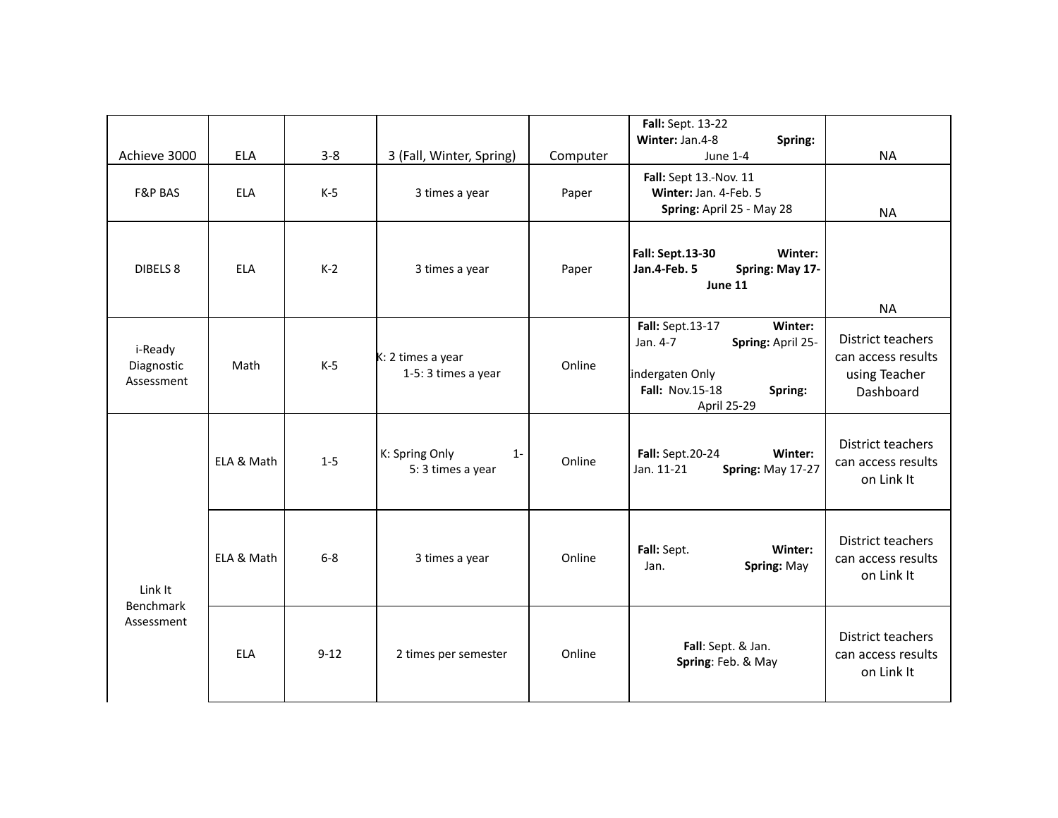| | | | | | | |
|---|---|---|---|---|---|---|
| Achieve 3000 | ELA | 3-8 | 3 (Fall, Winter, Spring) | Computer | **Fall:** Sept. 13-22 **Winter:** Jan.4-8 **Spring:** June 1-4 | NA |
| F&P BAS | ELA | K-5 | 3 times a year | Paper | **Fall:** Sept 13.-Nov. 11 **Winter:** Jan. 4-Feb. 5 **Spring:** April 25 - May 28 | NA |
| DIBELS 8 | ELA | K-2 | 3 times a year | Paper | **Fall: Sept.13-30 Winter: Jan.4-Feb. 5 Spring: May 17-June 11** | NA |
| i-Ready Diagnostic Assessment | Math | K-5 | K: 2 times a year 1-5: 3 times a year | Online | **Fall:** Sept.13-17 **Winter:** Jan. 4-7 **Spring:** April 25- Kindergaten Only **Fall:** Nov.15-18 **Spring:** April 25-29 | District teachers can access results using Teacher Dashboard |
| Link It Benchmark Assessment | ELA & Math | 1-5 | K: Spring Only 1-5: 3 times a year | Online | **Fall:** Sept.20-24 **Winter:** Jan. 11-21 **Spring:** May 17-27 | District teachers can access results on Link It |
| | ELA & Math | 6-8 | 3 times a year | Online | **Fall:** Sept. **Winter:** Jan. **Spring:** May | District teachers can access results on Link It |
| | ELA | 9-12 | 2 times per semester | Online | **Fall**: Sept. & Jan. **Spring**: Feb. & May | District teachers can access results on Link It |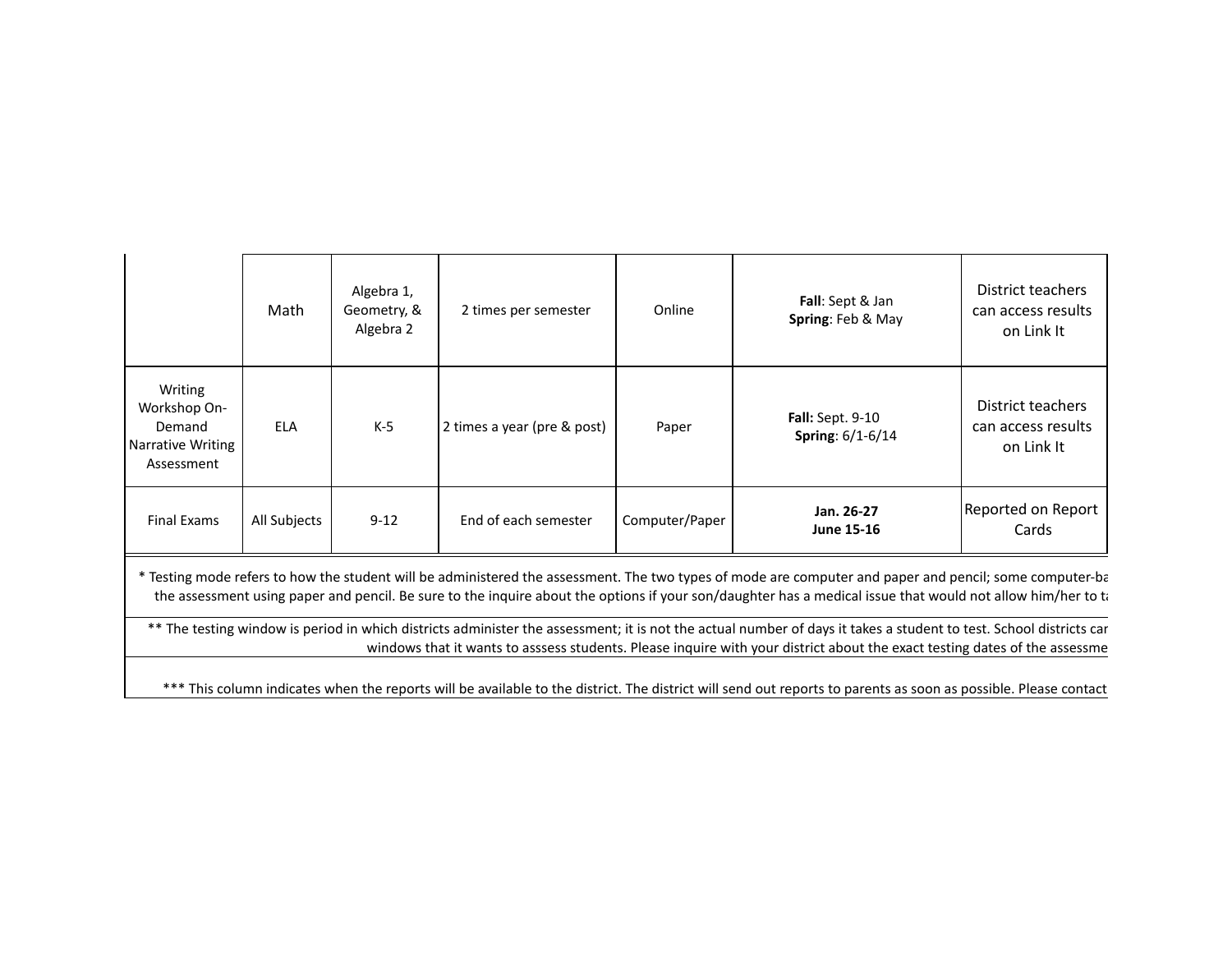| | | | | | | |
|---|---|---|---|---|---|---|
| | Math | Algebra 1, Geometry, & Algebra 2 | 2 times per semester | Online | **Fall**: Sept & Jan **Spring**: Feb & May | District teachers can access results on Link It |
| Writing Workshop On-Demand Narrative Writing Assessment | ELA | K-5 | 2 times a year (pre & post) | Paper | **Fall:** Sept. 9-10 **Spring**: 6/1-6/14 | District teachers can access results on Link It |
| Final Exams | All Subjects | 9-12 | End of each semester | Computer/Paper | **Jan. 26-27 June 15-16** | Reported on Report Cards |

* Testing mode refers to how the student will be administered the assessment. The two types of mode are computer and paper and pencil; some computer-ba the assessment using paper and pencil. Be sure to the inquire about the options if your son/daughter has a medical issue that would not allow him/her to ta

** The testing window is period in which districts administer the assessment; it is not the actual number of days it takes a student to test. School districts car windows that it wants to asssess students. Please inquire with your district about the exact testing dates of the assessme

*** This column indicates when the reports will be available to the district. The district will send out reports to parents as soon as possible. Please contact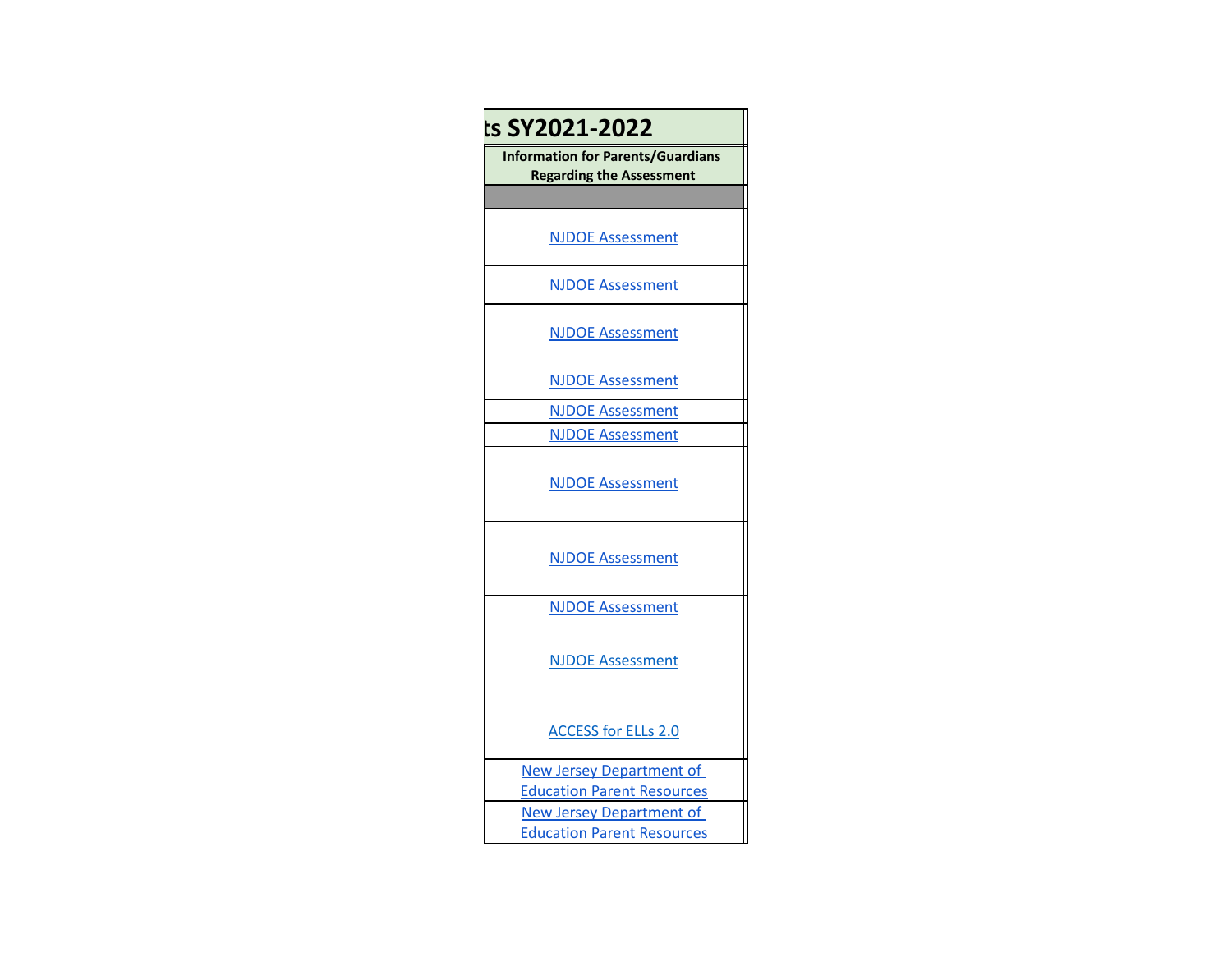# ts SY2021-2022

| Information for Parents/Guardians Regarding the Assessment |
| --- |
| |
| NJDOE Assessment |
| NJDOE Assessment |
| NJDOE Assessment |
| NJDOE Assessment |
| NJDOE Assessment |
| NJDOE Assessment |
| NJDOE Assessment |
| NJDOE Assessment |
| NJDOE Assessment |
| NJDOE Assessment |
| ACCESS for ELLs 2.0 |
| New Jersey Department of Education Parent Resources |
| New Jersey Department of Education Parent Resources |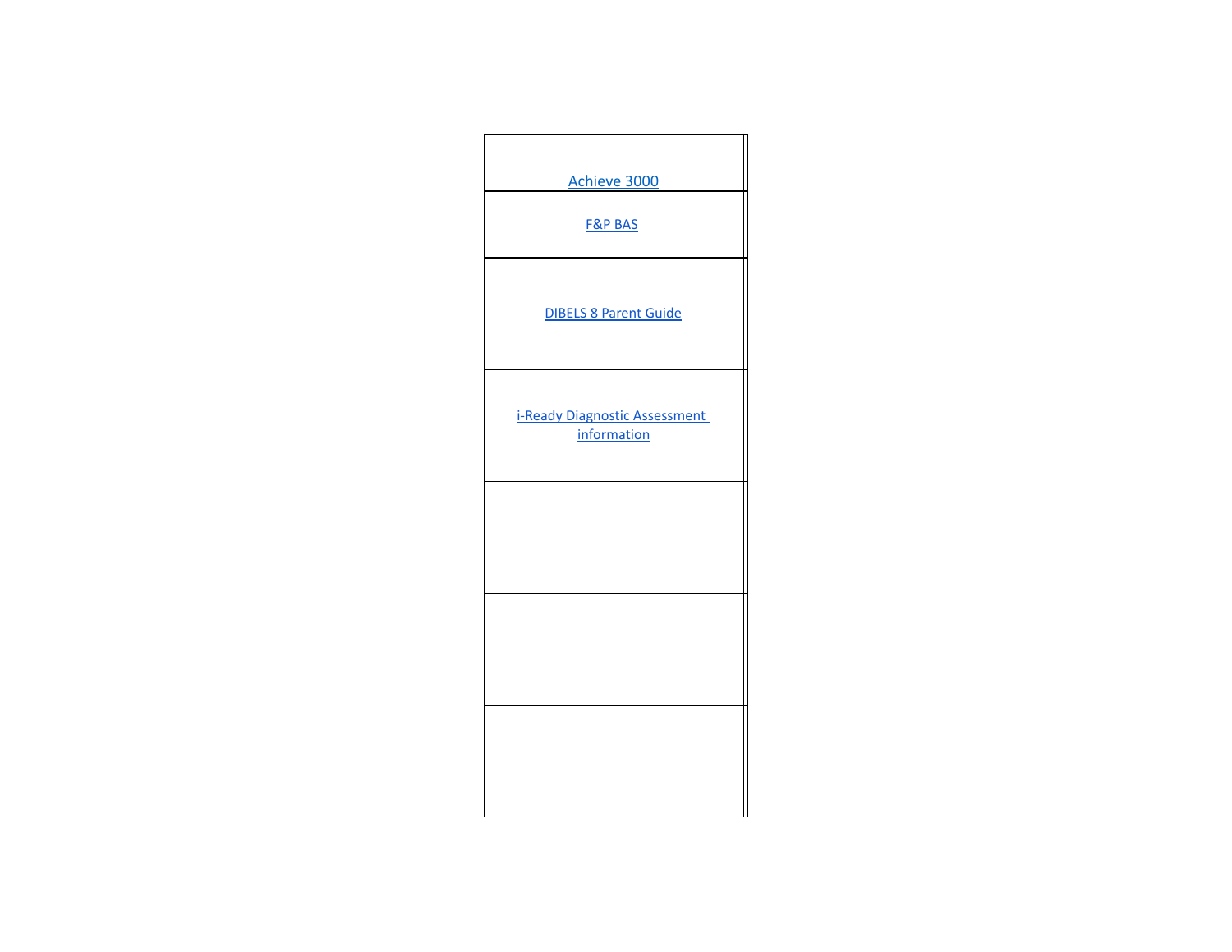| Achieve 3000 |
|---|
| F&P BAS |
| DIBELS 8 Parent Guide |
| i-Ready Diagnostic Assessment information |
| |
| |
| |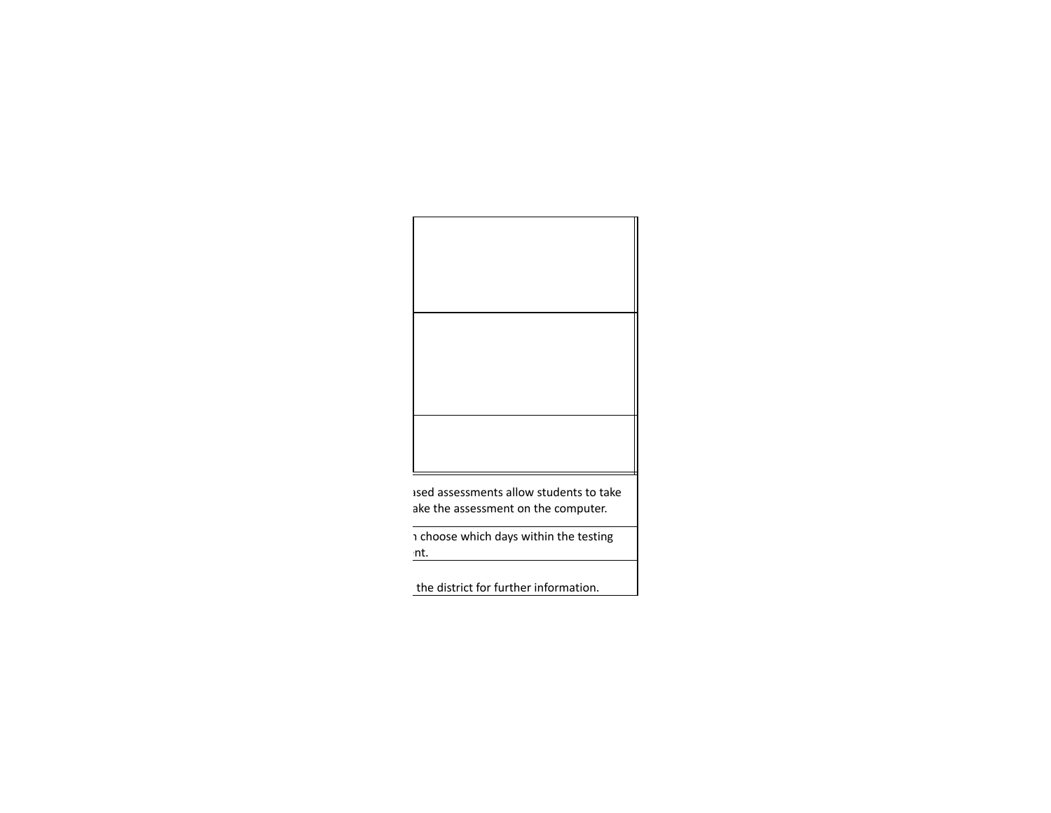| |
|---|
| |
| |
| |
| ased assessments allow students to take ake the assessment on the computer. |
| n choose which days within the testing nt. |
| the district for further information. |